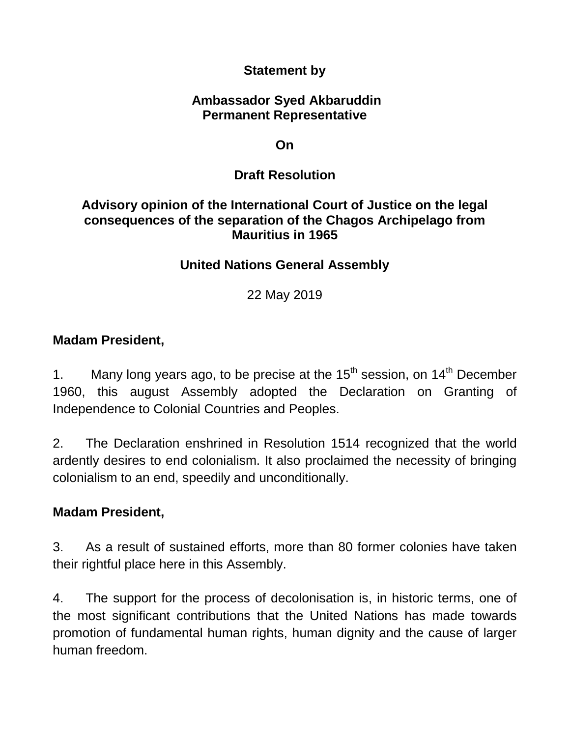**Statement by**

**Ambassador Syed Akbaruddin**
**Permanent Representative**

**On**

**Draft Resolution**

**Advisory opinion of the International Court of Justice on the legal consequences of the separation of the Chagos Archipelago from Mauritius in 1965**

**United Nations General Assembly**

22 May 2019

**Madam President,**

1. Many long years ago, to be precise at the 15th session, on 14th December 1960, this august Assembly adopted the Declaration on Granting of Independence to Colonial Countries and Peoples.

2. The Declaration enshrined in Resolution 1514 recognized that the world ardently desires to end colonialism. It also proclaimed the necessity of bringing colonialism to an end, speedily and unconditionally.

**Madam President,**

3. As a result of sustained efforts, more than 80 former colonies have taken their rightful place here in this Assembly.

4. The support for the process of decolonisation is, in historic terms, one of the most significant contributions that the United Nations has made towards promotion of fundamental human rights, human dignity and the cause of larger human freedom.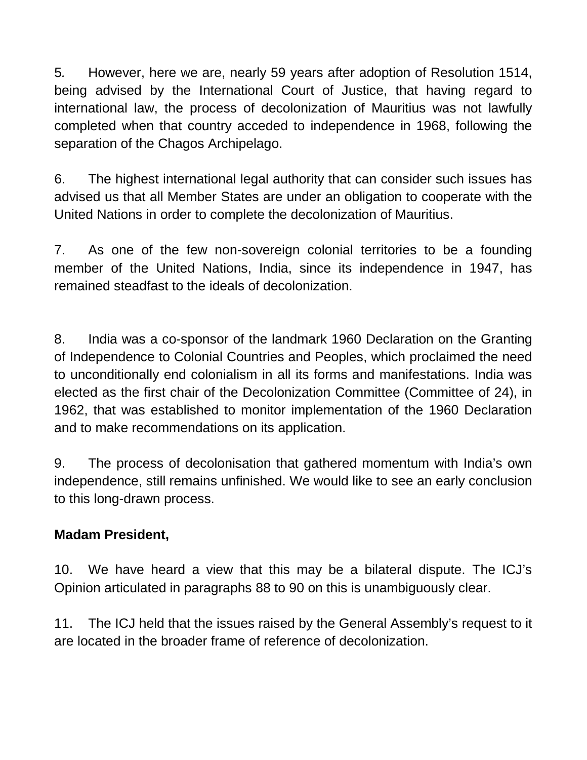5. However, here we are, nearly 59 years after adoption of Resolution 1514, being advised by the International Court of Justice, that having regard to international law, the process of decolonization of Mauritius was not lawfully completed when that country acceded to independence in 1968, following the separation of the Chagos Archipelago.

6. The highest international legal authority that can consider such issues has advised us that all Member States are under an obligation to cooperate with the United Nations in order to complete the decolonization of Mauritius.

7. As one of the few non-sovereign colonial territories to be a founding member of the United Nations, India, since its independence in 1947, has remained steadfast to the ideals of decolonization.

8. India was a co-sponsor of the landmark 1960 Declaration on the Granting of Independence to Colonial Countries and Peoples, which proclaimed the need to unconditionally end colonialism in all its forms and manifestations. India was elected as the first chair of the Decolonization Committee (Committee of 24), in 1962, that was established to monitor implementation of the 1960 Declaration and to make recommendations on its application.

9. The process of decolonisation that gathered momentum with India's own independence, still remains unfinished. We would like to see an early conclusion to this long-drawn process.

**Madam President,**

10. We have heard a view that this may be a bilateral dispute. The ICJ's Opinion articulated in paragraphs 88 to 90 on this is unambiguously clear.

11. The ICJ held that the issues raised by the General Assembly's request to it are located in the broader frame of reference of decolonization.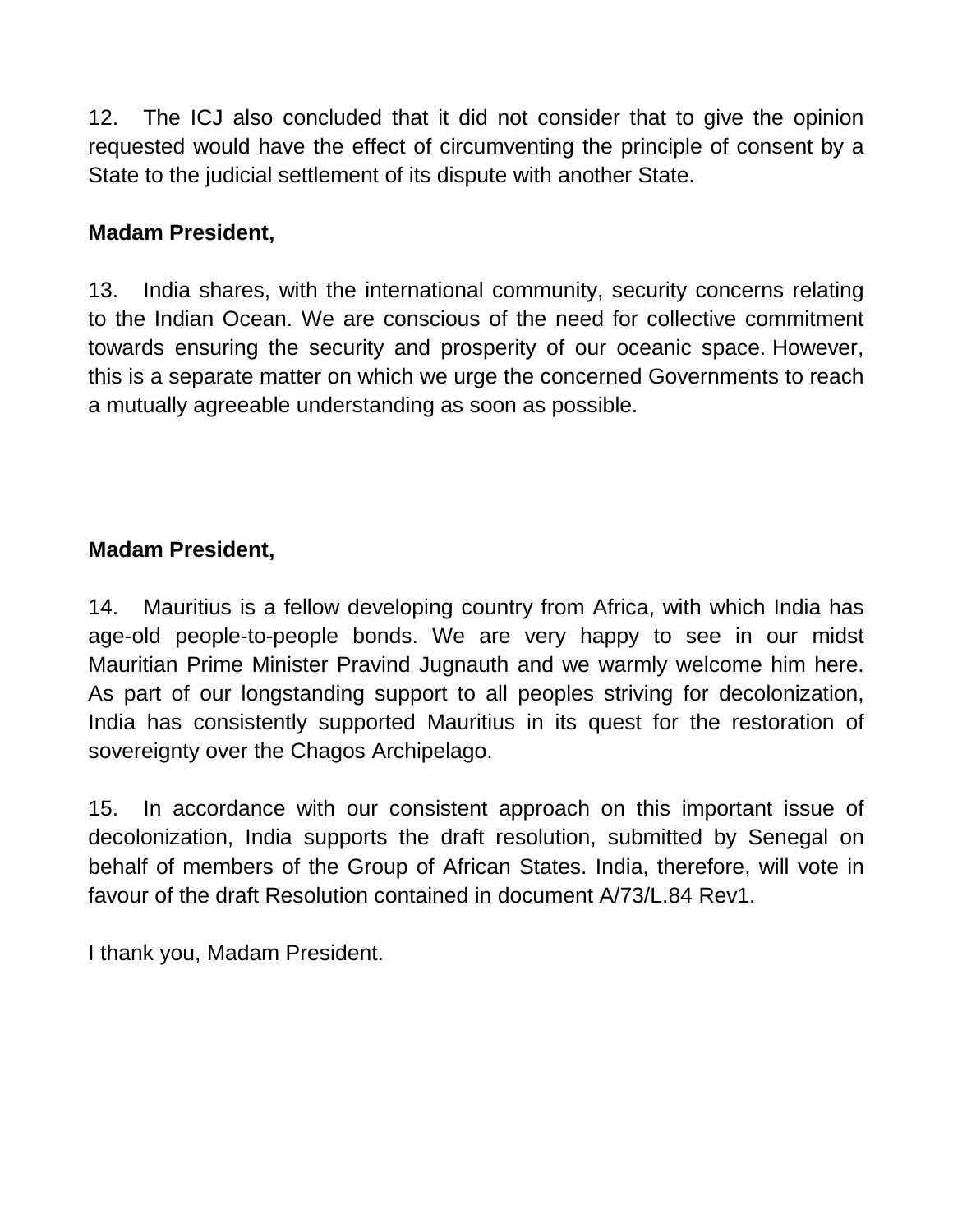12. The ICJ also concluded that it did not consider that to give the opinion requested would have the effect of circumventing the principle of consent by a State to the judicial settlement of its dispute with another State.

**Madam President,**

13. India shares, with the international community, security concerns relating to the Indian Ocean. We are conscious of the need for collective commitment towards ensuring the security and prosperity of our oceanic space. However, this is a separate matter on which we urge the concerned Governments to reach a mutually agreeable understanding as soon as possible.

**Madam President,**

14. Mauritius is a fellow developing country from Africa, with which India has age-old people-to-people bonds. We are very happy to see in our midst Mauritian Prime Minister Pravind Jugnauth and we warmly welcome him here. As part of our longstanding support to all peoples striving for decolonization, India has consistently supported Mauritius in its quest for the restoration of sovereignty over the Chagos Archipelago.

15. In accordance with our consistent approach on this important issue of decolonization, India supports the draft resolution, submitted by Senegal on behalf of members of the Group of African States. India, therefore, will vote in favour of the draft Resolution contained in document A/73/L.84 Rev1.

I thank you, Madam President.